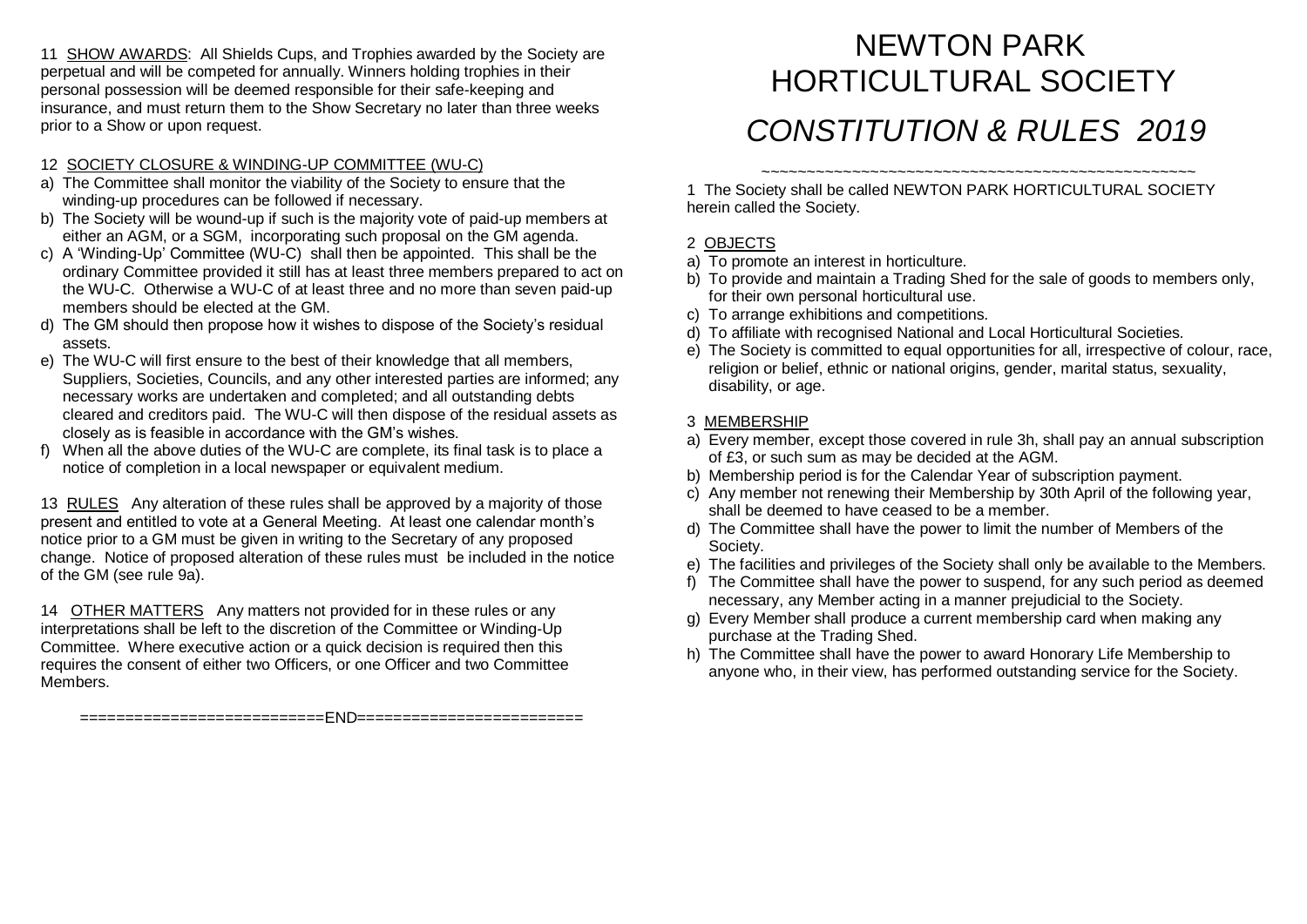11 SHOW AWARDS: All Shields Cups, and Trophies awarded by the Society are perpetual and will be competed for annually. Winners holding trophies in their personal possession will be deemed responsible for their safe-keeping and insurance, and must return them to the Show Secretary no later than three weeks prior to a Show or upon request.

12 SOCIETY CLOSURE & WINDING-UP COMMITTEE (WU-C)

a) The Committee shall monitor the viability of the Society to ensure that the winding-up procedures can be followed if necessary.
b) The Society will be wound-up if such is the majority vote of paid-up members at either an AGM, or a SGM, incorporating such proposal on the GM agenda.
c) A 'Winding-Up' Committee (WU-C) shall then be appointed. This shall be the ordinary Committee provided it still has at least three members prepared to act on the WU-C. Otherwise a WU-C of at least three and no more than seven paid-up members should be elected at the GM.
d) The GM should then propose how it wishes to dispose of the Society's residual assets.
e) The WU-C will first ensure to the best of their knowledge that all members, Suppliers, Societies, Councils, and any other interested parties are informed; any necessary works are undertaken and completed; and all outstanding debts cleared and creditors paid. The WU-C will then dispose of the residual assets as closely as is feasible in accordance with the GM's wishes.
f) When all the above duties of the WU-C are complete, its final task is to place a notice of completion in a local newspaper or equivalent medium.

13 RULES Any alteration of these rules shall be approved by a majority of those present and entitled to vote at a General Meeting. At least one calendar month's notice prior to a GM must be given in writing to the Secretary of any proposed change. Notice of proposed alteration of these rules must be included in the notice of the GM (see rule 9a).

14 OTHER MATTERS Any matters not provided for in these rules or any interpretations shall be left to the discretion of the Committee or Winding-Up Committee. Where executive action or a quick decision is required then this requires the consent of either two Officers, or one Officer and two Committee Members.

==========================END========================

# NEWTON PARK HORTICULTURAL SOCIETY

## *CONSTITUTION & RULES 2019*

~~~~~~~~~~~~~~~~~~~~~~~~~~~~~~~~~~~~~~~~~~~~~~~~~~

1 The Society shall be called NEWTON PARK HORTICULTURAL SOCIETY herein called the Society.

2 OBJECTS

a) To promote an interest in horticulture.
b) To provide and maintain a Trading Shed for the sale of goods to members only, for their own personal horticultural use.
c) To arrange exhibitions and competitions.
d) To affiliate with recognised National and Local Horticultural Societies.
e) The Society is committed to equal opportunities for all, irrespective of colour, race, religion or belief, ethnic or national origins, gender, marital status, sexuality, disability, or age.

3 MEMBERSHIP

a) Every member, except those covered in rule 3h, shall pay an annual subscription of £3, or such sum as may be decided at the AGM.
b) Membership period is for the Calendar Year of subscription payment.
c) Any member not renewing their Membership by 30th April of the following year, shall be deemed to have ceased to be a member.
d) The Committee shall have the power to limit the number of Members of the Society.
e) The facilities and privileges of the Society shall only be available to the Members.
f) The Committee shall have the power to suspend, for any such period as deemed necessary, any Member acting in a manner prejudicial to the Society.
g) Every Member shall produce a current membership card when making any purchase at the Trading Shed.
h) The Committee shall have the power to award Honorary Life Membership to anyone who, in their view, has performed outstanding service for the Society.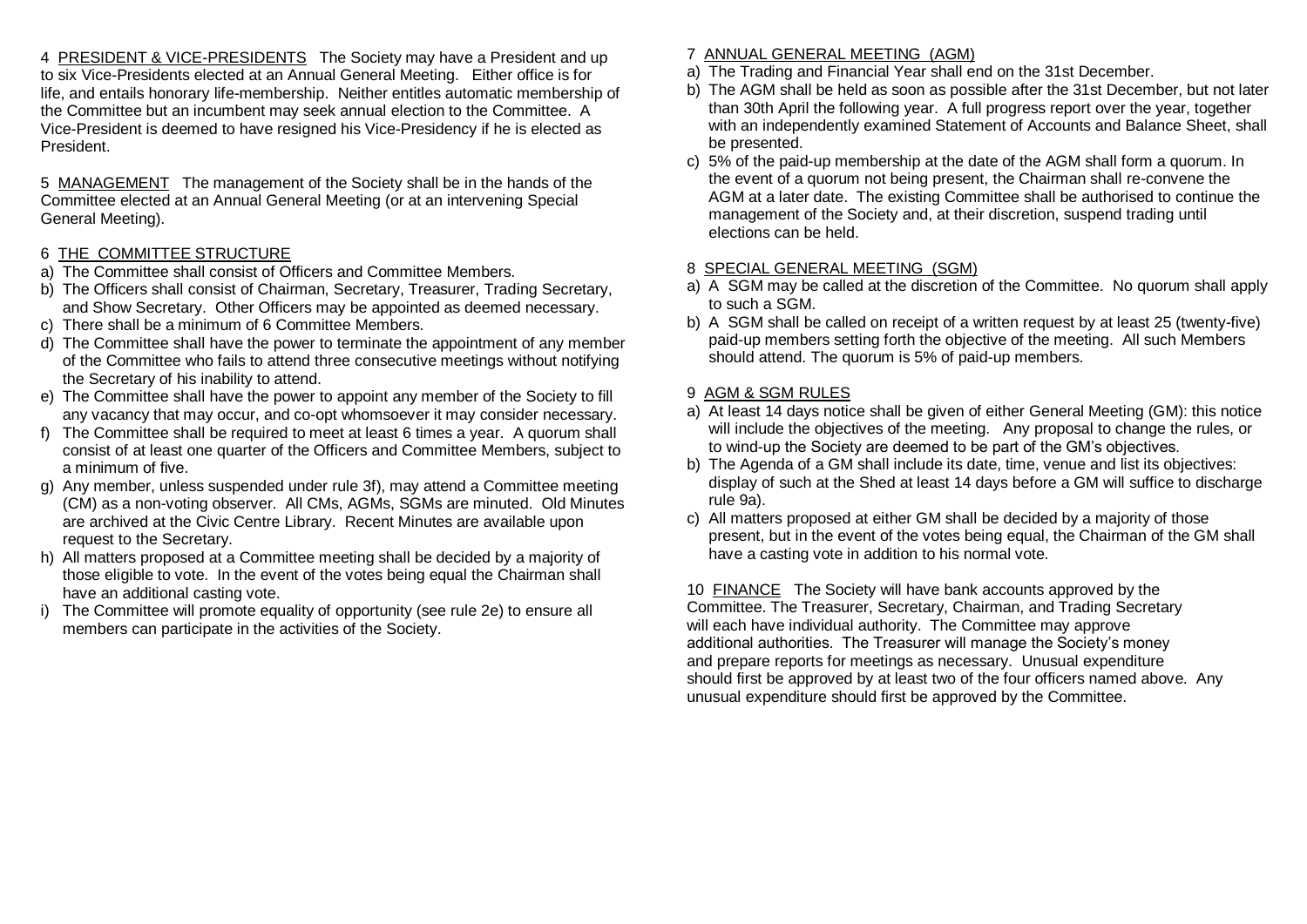4 PRESIDENT & VICE-PRESIDENTS The Society may have a President and up to six Vice-Presidents elected at an Annual General Meeting. Either office is for life, and entails honorary life-membership. Neither entitles automatic membership of the Committee but an incumbent may seek annual election to the Committee. A Vice-President is deemed to have resigned his Vice-Presidency if he is elected as President.

5 MANAGEMENT The management of the Society shall be in the hands of the Committee elected at an Annual General Meeting (or at an intervening Special General Meeting).

6 THE COMMITTEE STRUCTURE

a) The Committee shall consist of Officers and Committee Members.
b) The Officers shall consist of Chairman, Secretary, Treasurer, Trading Secretary, and Show Secretary. Other Officers may be appointed as deemed necessary.
c) There shall be a minimum of 6 Committee Members.
d) The Committee shall have the power to terminate the appointment of any member of the Committee who fails to attend three consecutive meetings without notifying the Secretary of his inability to attend.
e) The Committee shall have the power to appoint any member of the Society to fill any vacancy that may occur, and co-opt whomsoever it may consider necessary.
f) The Committee shall be required to meet at least 6 times a year. A quorum shall consist of at least one quarter of the Officers and Committee Members, subject to a minimum of five.
g) Any member, unless suspended under rule 3f), may attend a Committee meeting (CM) as a non-voting observer. All CMs, AGMs, SGMs are minuted. Old Minutes are archived at the Civic Centre Library. Recent Minutes are available upon request to the Secretary.
h) All matters proposed at a Committee meeting shall be decided by a majority of those eligible to vote. In the event of the votes being equal the Chairman shall have an additional casting vote.
i) The Committee will promote equality of opportunity (see rule 2e) to ensure all members can participate in the activities of the Society.

7 ANNUAL GENERAL MEETING (AGM)

a) The Trading and Financial Year shall end on the 31st December.
b) The AGM shall be held as soon as possible after the 31st December, but not later than 30th April the following year. A full progress report over the year, together with an independently examined Statement of Accounts and Balance Sheet, shall be presented.
c) 5% of the paid-up membership at the date of the AGM shall form a quorum. In the event of a quorum not being present, the Chairman shall re-convene the AGM at a later date. The existing Committee shall be authorised to continue the management of the Society and, at their discretion, suspend trading until elections can be held.

8 SPECIAL GENERAL MEETING (SGM)

a) A SGM may be called at the discretion of the Committee. No quorum shall apply to such a SGM.
b) A SGM shall be called on receipt of a written request by at least 25 (twenty-five) paid-up members setting forth the objective of the meeting. All such Members should attend. The quorum is 5% of paid-up members.

9 AGM & SGM RULES

a) At least 14 days notice shall be given of either General Meeting (GM): this notice will include the objectives of the meeting. Any proposal to change the rules, or to wind-up the Society are deemed to be part of the GM's objectives.
b) The Agenda of a GM shall include its date, time, venue and list its objectives: display of such at the Shed at least 14 days before a GM will suffice to discharge rule 9a).
c) All matters proposed at either GM shall be decided by a majority of those present, but in the event of the votes being equal, the Chairman of the GM shall have a casting vote in addition to his normal vote.

10 FINANCE The Society will have bank accounts approved by the Committee. The Treasurer, Secretary, Chairman, and Trading Secretary will each have individual authority. The Committee may approve additional authorities. The Treasurer will manage the Society's money and prepare reports for meetings as necessary. Unusual expenditure should first be approved by at least two of the four officers named above. Any unusual expenditure should first be approved by the Committee.